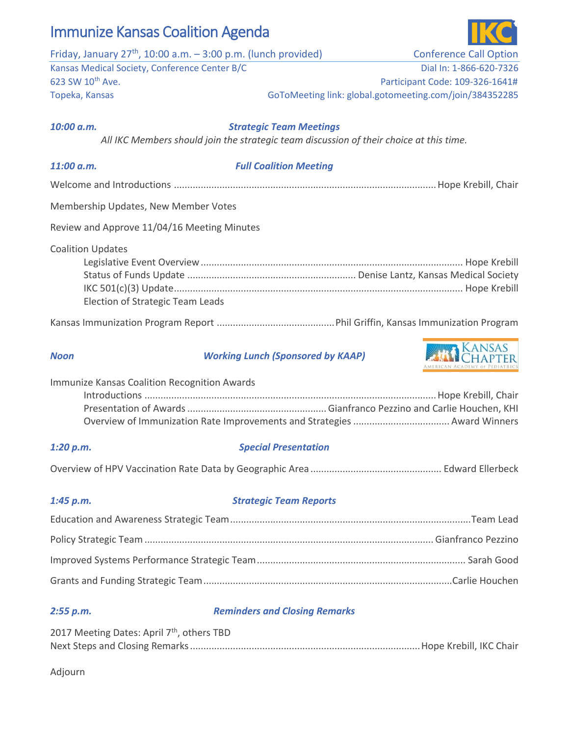# Immunize Kansas Coalition Agenda

Friday, January 27th, 10:00 a.m. – 3:00 p.m. (lunch provided)
Kansas Medical Society, Conference Center B/C
623 SW 10th Ave.
Topeka, Kansas

Conference Call Option
Dial In: 1-866-620-7326
Participant Code: 109-326-1641#
GoToMeeting link: global.gotomeeting.com/join/384352285

***10:00 a.m.*** ***Strategic Team Meetings***

*All IKC Members should join the strategic team discussion of their choice at this time.*

***11:00 a.m.*** ***Full Coalition Meeting***

Welcome and Introductions .................. Hope Krebill, Chair

Membership Updates, New Member Votes

Review and Approve 11/04/16 Meeting Minutes

Coalition Updates
- Legislative Event Overview .................. Hope Krebill
- Status of Funds Update .................. Denise Lantz, Kansas Medical Society
- IKC 501(c)(3) Update .................. Hope Krebill
- Election of Strategic Team Leads

Kansas Immunization Program Report .................. Phil Griffin, Kansas Immunization Program

***Noon*** ***Working Lunch (Sponsored by KAAP)***

Immunize Kansas Coalition Recognition Awards
- Introductions .................. Hope Krebill, Chair
- Presentation of Awards .................. Gianfranco Pezzino and Carlie Houchen, KHI
- Overview of Immunization Rate Improvements and Strategies .................. Award Winners

***1:20 p.m.*** ***Special Presentation***

Overview of HPV Vaccination Rate Data by Geographic Area .................. Edward Ellerbeck

***1:45 p.m.*** ***Strategic Team Reports***

Education and Awareness Strategic Team .................. Team Lead

Policy Strategic Team .................. Gianfranco Pezzino

Improved Systems Performance Strategic Team .................. Sarah Good

Grants and Funding Strategic Team .................. Carlie Houchen

***2:55 p.m.*** ***Reminders and Closing Remarks***

2017 Meeting Dates: April 7th, others TBD
Next Steps and Closing Remarks .................. Hope Krebill, IKC Chair

Adjourn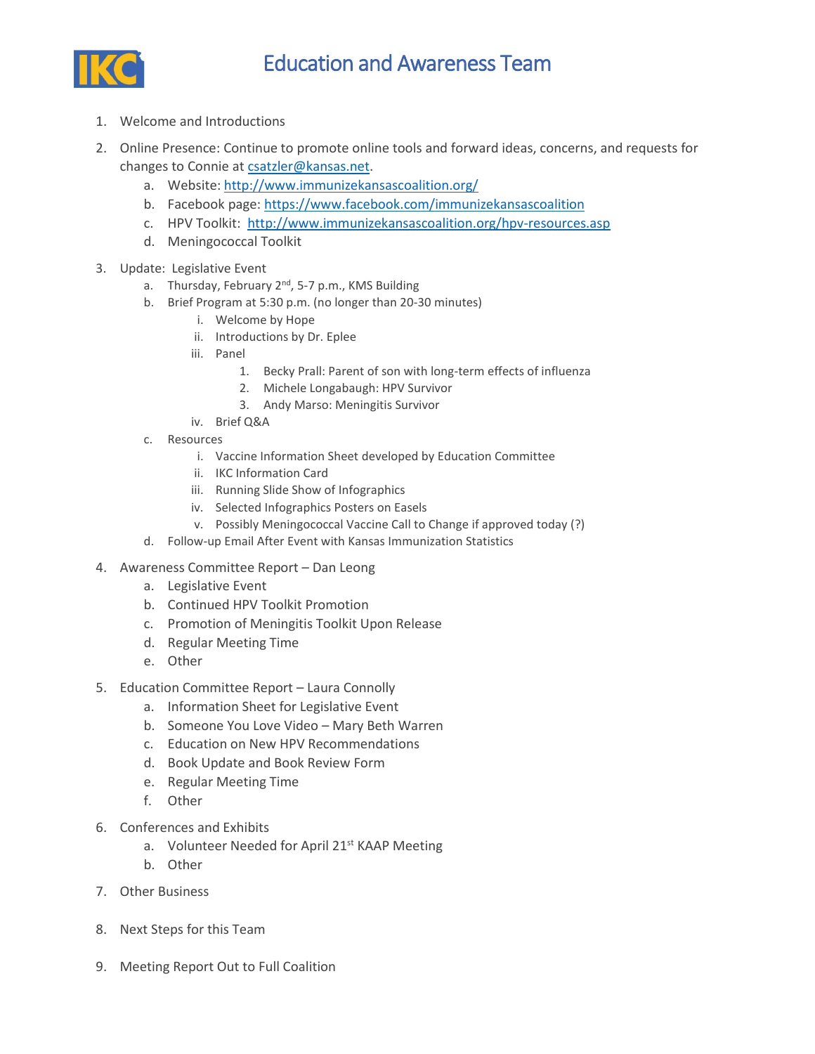# Education and Awareness Team

1. Welcome and Introductions
2. Online Presence: Continue to promote online tools and forward ideas, concerns, and requests for changes to Connie at csatzler@kansas.net.
    a. Website: http://www.immunizekansascoalition.org/
    b. Facebook page: https://www.facebook.com/immunizekansascoalition
    c. HPV Toolkit: http://www.immunizekansascoalition.org/hpv-resources.asp
    d. Meningococcal Toolkit
3. Update: Legislative Event
    a. Thursday, February 2nd, 5-7 p.m., KMS Building
    b. Brief Program at 5:30 p.m. (no longer than 20-30 minutes)
        i. Welcome by Hope
        ii. Introductions by Dr. Eplee
        iii. Panel
            1. Becky Prall: Parent of son with long-term effects of influenza
            2. Michele Longabaugh: HPV Survivor
            3. Andy Marso: Meningitis Survivor
        iv. Brief Q&A
    c. Resources
        i. Vaccine Information Sheet developed by Education Committee
        ii. IKC Information Card
        iii. Running Slide Show of Infographics
        iv. Selected Infographics Posters on Easels
        v. Possibly Meningococcal Vaccine Call to Change if approved today (?)
    d. Follow-up Email After Event with Kansas Immunization Statistics
4. Awareness Committee Report – Dan Leong
    a. Legislative Event
    b. Continued HPV Toolkit Promotion
    c. Promotion of Meningitis Toolkit Upon Release
    d. Regular Meeting Time
    e. Other
5. Education Committee Report – Laura Connolly
    a. Information Sheet for Legislative Event
    b. Someone You Love Video – Mary Beth Warren
    c. Education on New HPV Recommendations
    d. Book Update and Book Review Form
    e. Regular Meeting Time
    f. Other
6. Conferences and Exhibits
    a. Volunteer Needed for April 21st KAAP Meeting
    b. Other
7. Other Business
8. Next Steps for this Team
9. Meeting Report Out to Full Coalition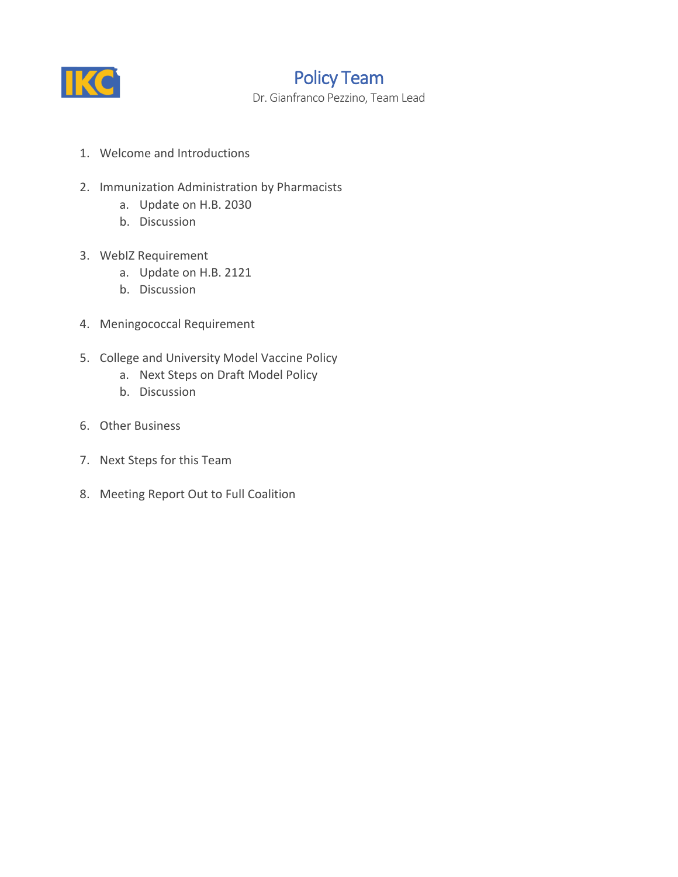IKC

# Policy Team

Dr. Gianfranco Pezzino, Team Lead

1. Welcome and Introductions
2. Immunization Administration by Pharmacists
    a. Update on H.B. 2030
    b. Discussion
3. WebIZ Requirement
    a. Update on H.B. 2121
    b. Discussion
4. Meningococcal Requirement
5. College and University Model Vaccine Policy
    a. Next Steps on Draft Model Policy
    b. Discussion
6. Other Business
7. Next Steps for this Team
8. Meeting Report Out to Full Coalition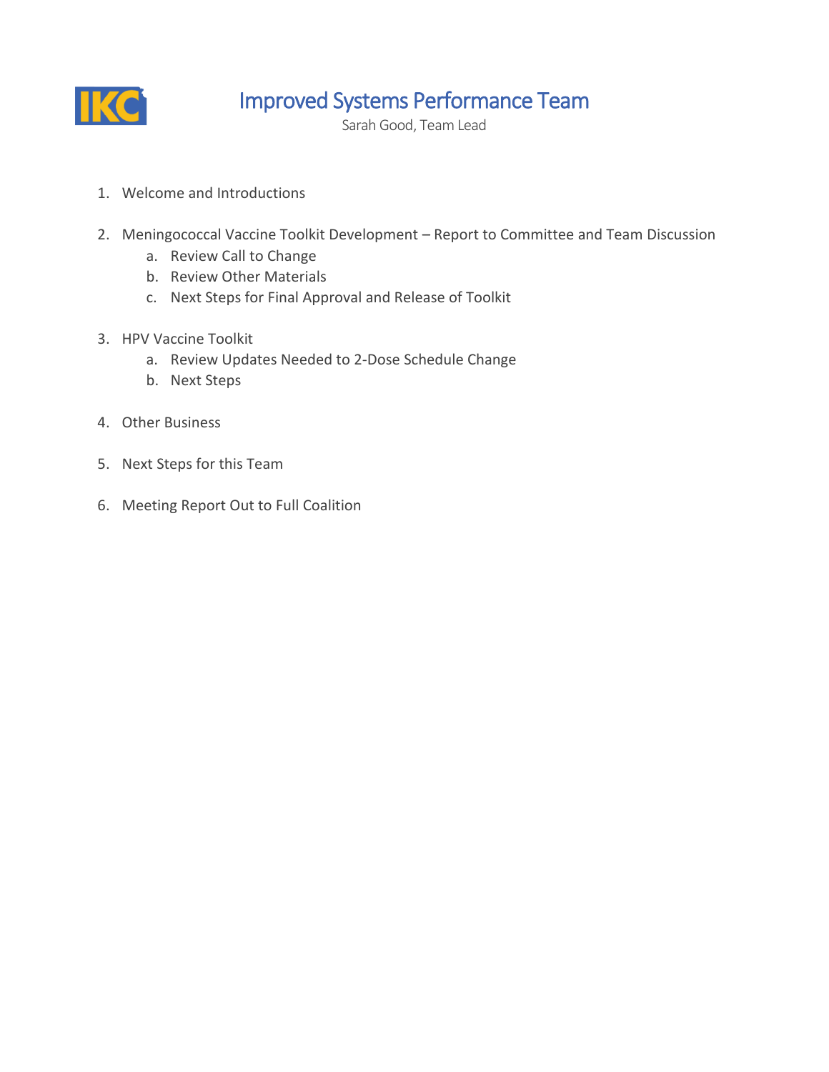# Improved Systems Performance Team

Sarah Good, Team Lead

1. Welcome and Introductions

2. Meningococcal Vaccine Toolkit Development – Report to Committee and Team Discussion
   a. Review Call to Change
   b. Review Other Materials
   c. Next Steps for Final Approval and Release of Toolkit

3. HPV Vaccine Toolkit
   a. Review Updates Needed to 2-Dose Schedule Change
   b. Next Steps

4. Other Business

5. Next Steps for this Team

6. Meeting Report Out to Full Coalition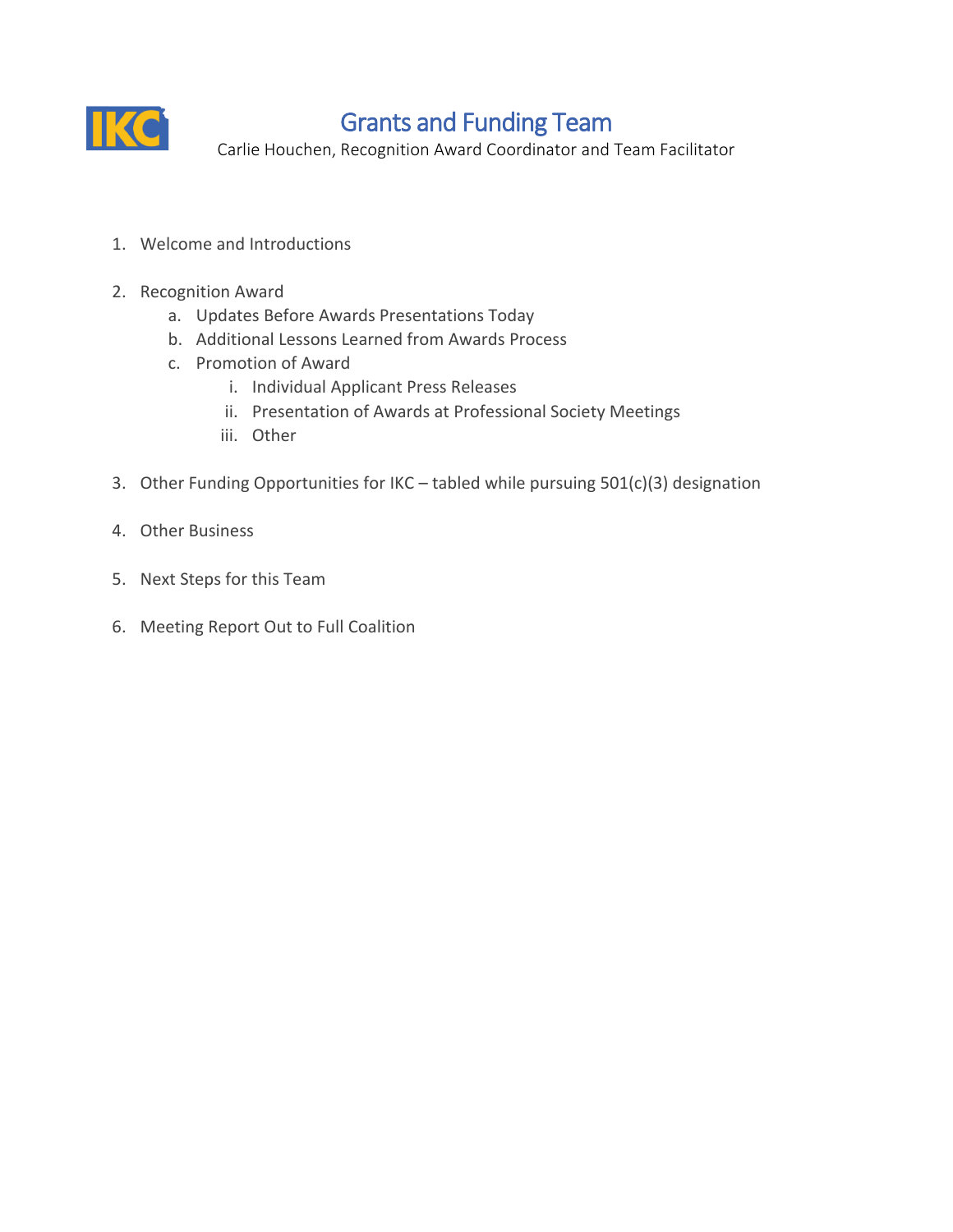# Grants and Funding Team

Carlie Houchen, Recognition Award Coordinator and Team Facilitator

1. Welcome and Introductions

2. Recognition Award
   a. Updates Before Awards Presentations Today
   b. Additional Lessons Learned from Awards Process
   c. Promotion of Award
      i. Individual Applicant Press Releases
      ii. Presentation of Awards at Professional Society Meetings
      iii. Other

3. Other Funding Opportunities for IKC – tabled while pursuing 501(c)(3) designation

4. Other Business

5. Next Steps for this Team

6. Meeting Report Out to Full Coalition